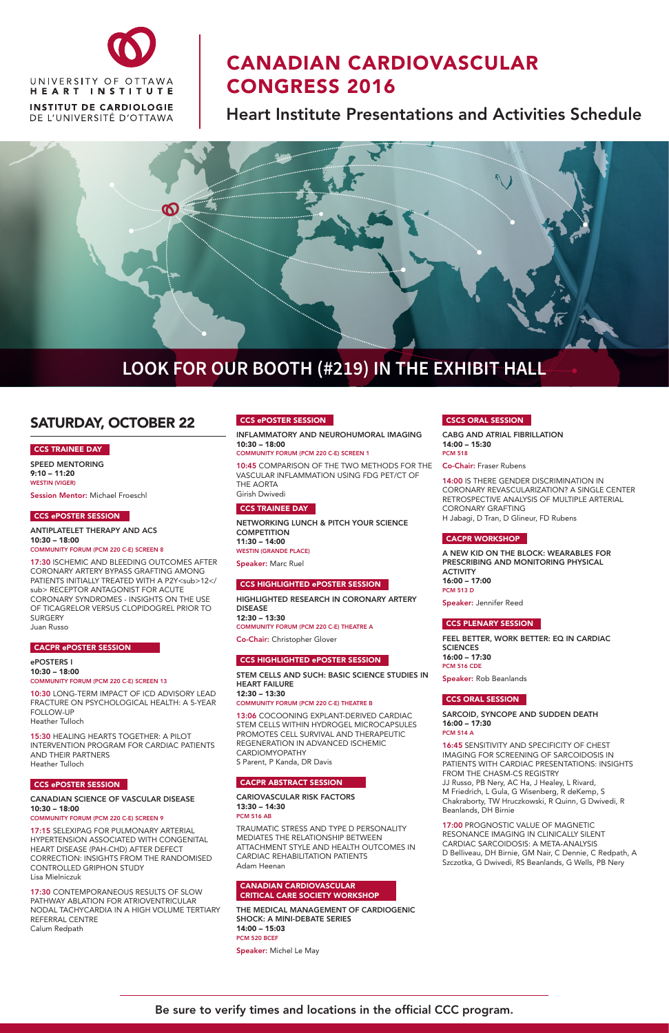UNIVERSITY OF OTTAWA
HEART INSTITUTE
INSTITUT DE CARDIOLOGIE
DE L'UNIVERSITÉ D'OTTAWA

# CANADIAN CARDIOVASCULAR CONGRESS 2016

## Heart Institute Presentations and Activities Schedule

## LOOK FOR OUR BOOTH (#219) IN THE EXHIBIT HALL

## SATURDAY, OCTOBER 22

### CCS TRAINEE DAY

**SPEED MENTORING**
**9:10 – 11:20**
WESTIN (VIGER)

**Session Mentor:** Michael Froeschl

### CCS ePOSTER SESSION

**ANTIPLATELET THERAPY AND ACS**
**10:30 – 18:00**
COMMUNITY FORUM (PCM 220 C-E) SCREEN 8

17:30 ISCHEMIC AND BLEEDING OUTCOMES AFTER CORONARY ARTERY BYPASS GRAFTING AMONG PATIENTS INITIALLY TREATED WITH A P2Y<sub>12</</sub> RECEPTOR ANTAGONIST FOR ACUTE CORONARY SYNDROMES - INSIGHTS ON THE USE OF TICAGRELOR VERSUS CLOPIDOGREL PRIOR TO SURGERY
Juan Russo

### CACPR ePOSTER SESSION

**ePOSTERS I**
**10:30 – 18:00**
COMMUNITY FORUM (PCM 220 C-E) SCREEN 13

10:30 LONG-TERM IMPACT OF ICD ADVISORY LEAD FRACTURE ON PSYCHOLOGICAL HEALTH: A 5-YEAR FOLLOW-UP
Heather Tulloch

15:30 HEALING HEARTS TOGETHER: A PILOT INTERVENTION PROGRAM FOR CARDIAC PATIENTS AND THEIR PARTNERS
Heather Tulloch

### CCS ePOSTER SESSION

**CANADIAN SCIENCE OF VASCULAR DISEASE**
**10:30 – 18:00**
COMMUNITY FORUM (PCM 220 C-E) SCREEN 9

17:15 SELEXIPAG FOR PULMONARY ARTERIAL HYPERTENSION ASSOCIATED WITH CONGENITAL HEART DISEASE (PAH-CHD) AFTER DEFECT CORRECTION: INSIGHTS FROM THE RANDOMISED CONTROLLED GRIPHON STUDY
Lisa Mielniczuk

17:30 CONTEMPORANEOUS RESULTS OF SLOW PATHWAY ABLATION FOR ATRIOVENTRICULAR NODAL TACHYCARDIA IN A HIGH VOLUME TERTIARY REFERRAL CENTRE
Calum Redpath

### CCS ePOSTER SESSION

**INFLAMMATORY AND NEUROHUMORAL IMAGING**
**10:30 – 18:00**
COMMUNITY FORUM (PCM 220 C-E) SCREEN 1

10:45 COMPARISON OF THE TWO METHODS FOR THE VASCULAR INFLAMMATION USING FDG PET/CT OF THE AORTA
Girish Dwivedi

### CCS TRAINEE DAY

**NETWORKING LUNCH & PITCH YOUR SCIENCE COMPETITION**
**11:30 – 14:00**
WESTIN (GRANDE PLACE)

**Speaker:** Marc Ruel

### CCS HIGHLIGHTED ePOSTER SESSION

**HIGHLIGHTED RESEARCH IN CORONARY ARTERY DISEASE**
**12:30 – 13:30**
COMMUNITY FORUM (PCM 220 C-E) THEATRE A

**Co-Chair:** Christopher Glover

### CCS HIGHLIGHTED ePOSTER SESSION

**STEM CELLS AND SUCH: BASIC SCIENCE STUDIES IN HEART FAILURE**
**12:30 – 13:30**
COMMUNITY FORUM (PCM 220 C-E) THEATRE B

13:06 COCOONING EXPLANT-DERIVED CARDIAC STEM CELLS WITHIN HYDROGEL MICROCAPSULES PROMOTES CELL SURVIVAL AND THERAPEUTIC REGENERATION IN ADVANCED ISCHEMIC CARDIOMYOPATHY
S Parent, P Kanda, DR Davis

### CACPR ABSTRACT SESSION

**CARIOVASCULAR RISK FACTORS**
**13:30 – 14:30**
PCM 516 AB

TRAUMATIC STRESS AND TYPE D PERSONALITY MEDIATES THE RELATIONSHIP BETWEEN ATTACHMENT STYLE AND HEALTH OUTCOMES IN CARDIAC REHABILITATION PATIENTS
Adam Heenan

### CANADIAN CARDIOVASCULAR CRITICAL CARE SOCIETY WORKSHOP

**THE MEDICAL MANAGEMENT OF CARDIOGENIC SHOCK: A MINI-DEBATE SERIES**
**14:00 – 15:03**
PCM 520 BCEF

**Speaker:** Michel Le May

### CSCS ORAL SESSION

**CABG AND ATRIAL FIBRILLATION**
**14:00 – 15:30**
PCM 518

**Co-Chair:** Fraser Rubens

14:00 IS THERE GENDER DISCRIMINATION IN CORONARY REVASCULARIZATION? A SINGLE CENTER RETROSPECTIVE ANALYSIS OF MULTIPLE ARTERIAL CORONARY GRAFTING
H Jabagi, D Tran, D Glineur, FD Rubens

### CACPR WORKSHOP

**A NEW KID ON THE BLOCK: WEARABLES FOR PRESCRIBING AND MONITORING PHYSICAL ACTIVITY**
**16:00 – 17:00**
PCM 513 D

**Speaker:** Jennifer Reed

### CCS PLENARY SESSION

**FEEL BETTER, WORK BETTER: EQ IN CARDIAC SCIENCES**
**16:00 – 17:30**
PCM 516 CDE

**Speaker:** Rob Beanlands

### CCS ORAL SESSION

**SARCOID, SYNCOPE AND SUDDEN DEATH**
**16:00 – 17:30**
PCM 514 A

16:45 SENSITIVITY AND SPECIFICITY OF CHEST IMAGING FOR SCREENING OF SARCOIDOSIS IN PATIENTS WITH CARDIAC PRESENTATIONS: INSIGHTS FROM THE CHASM-CS REGISTRY
JJ Russo, PB Nery, AC Ha, J Healey, L Rivard, M Friedrich, L Gula, G Wisenberg, R deKemp, S Chakraborty, TW Hruczkowski, R Quinn, G Dwivedi, R Beanlands, DH Birnie

17:00 PROGNOSTIC VALUE OF MAGNETIC RESONANCE IMAGING IN CLINICALLY SILENT CARDIAC SARCOIDOSIS: A META-ANALYSIS
D Belliveau, DH Birnie, GM Nair, C Dennie, C Redpath, A Szczotka, G Dwivedi, RS Beanlands, G Wells, PB Nery

Be sure to verify times and locations in the official CCC program.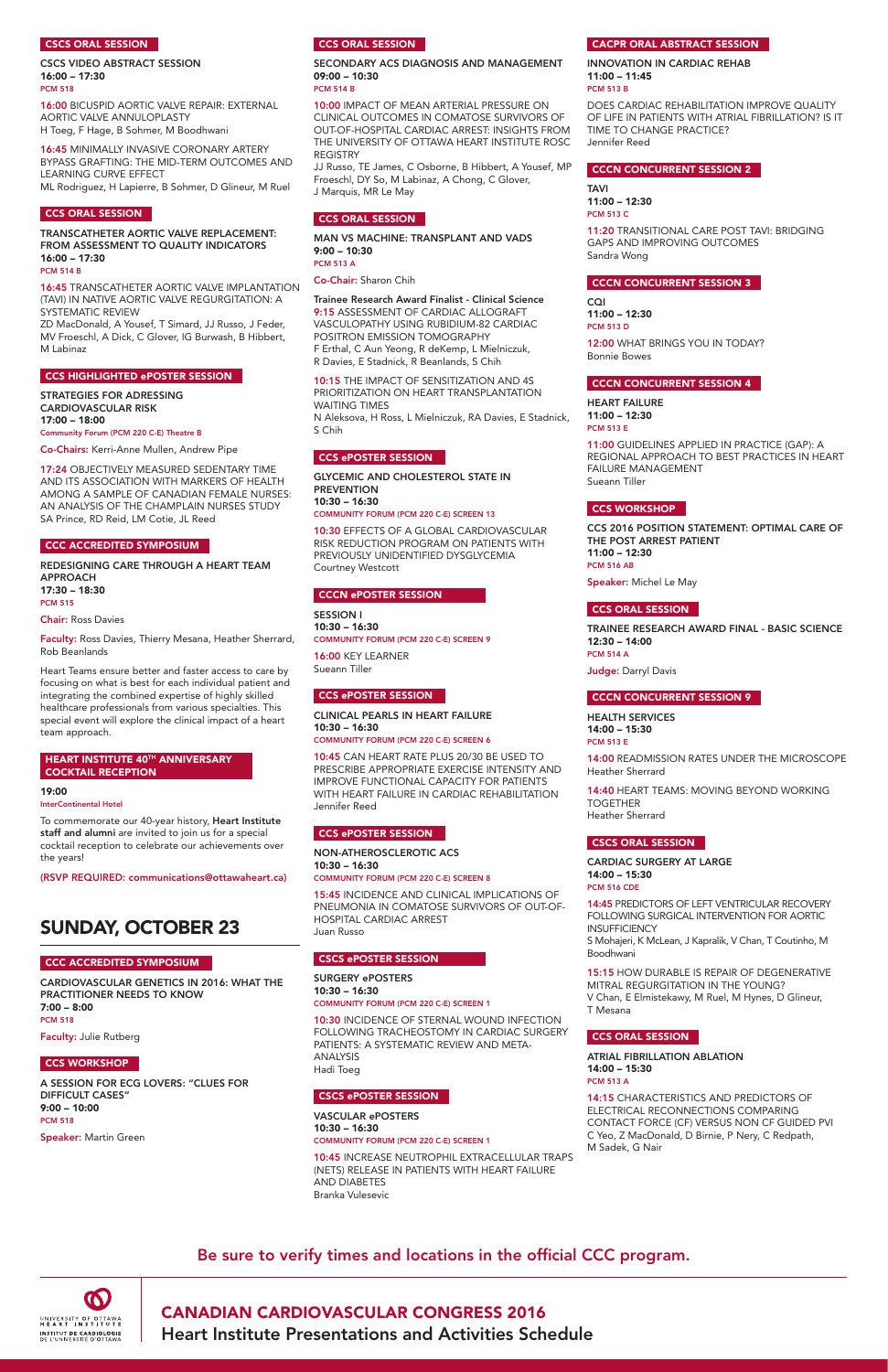## CSCS ORAL SESSION

**CSCS VIDEO ABSTRACT SESSION**
**16:00 – 17:30**
PCM 518

16:00 BICUSPID AORTIC VALVE REPAIR: EXTERNAL AORTIC VALVE ANNULOPLASTY
H Toeg, F Hage, B Sohmer, M Boodhwani

16:45 MINIMALLY INVASIVE CORONARY ARTERY BYPASS GRAFTING: THE MID-TERM OUTCOMES AND LEARNING CURVE EFFECT
ML Rodriguez, H Lapierre, B Sohmer, D Glineur, M Ruel

## CCS ORAL SESSION

**TRANSCATHETER AORTIC VALVE REPLACEMENT: FROM ASSESSMENT TO QUALITY INDICATORS**
**16:00 – 17:30**
PCM 514 B

16:45 TRANSCATHETER AORTIC VALVE IMPLANTATION (TAVI) IN NATIVE AORTIC VALVE REGURGITATION: A SYSTEMATIC REVIEW
ZD MacDonald, A Yousef, T Simard, JJ Russo, J Feder, MV Froeschl, A Dick, C Glover, IG Burwash, B Hibbert, M Labinaz

## CCS HIGHLIGHTED ePOSTER SESSION

**STRATEGIES FOR ADRESSING CARDIOVASCULAR RISK**
**17:00 – 18:00**
Community Forum (PCM 220 C-E) Theatre B

Co-Chairs: Kerri-Anne Mullen, Andrew Pipe

17:24 OBJECTIVELY MEASURED SEDENTARY TIME AND ITS ASSOCIATION WITH MARKERS OF HEALTH AMONG A SAMPLE OF CANADIAN FEMALE NURSES: AN ANALYSIS OF THE CHAMPLAIN NURSES STUDY
SA Prince, RD Reid, LM Cotie, JL Reed

## CCC ACCREDITED SYMPOSIUM

**REDESIGNING CARE THROUGH A HEART TEAM APPROACH**
**17:30 – 18:30**
PCM 515

Chair: Ross Davies

Faculty: Ross Davies, Thierry Mesana, Heather Sherrard, Rob Beanlands

Heart Teams ensure better and faster access to care by focusing on what is best for each individual patient and integrating the combined expertise of highly skilled healthcare professionals from various specialties. This special event will explore the clinical impact of a heart team approach.

## HEART INSTITUTE 40TH ANNIVERSARY COCKTAIL RECEPTION

**19:00**
InterContinental Hotel

To commemorate our 40-year history, **Heart Institute staff and alumni** are invited to join us for a special cocktail reception to celebrate our achievements over the years!

**(RSVP REQUIRED: communications@ottawaheart.ca)**

# SUNDAY, OCTOBER 23

## CCC ACCREDITED SYMPOSIUM

**CARDIOVASCULAR GENETICS IN 2016: WHAT THE PRACTITIONER NEEDS TO KNOW**
**7:00 – 8:00**
PCM 518

Faculty: Julie Rutberg

## CCS WORKSHOP

**A SESSION FOR ECG LOVERS: "CLUES FOR DIFFICULT CASES"**
**9:00 – 10:00**
PCM 518

Speaker: Martin Green

## CCS ORAL SESSION

**SECONDARY ACS DIAGNOSIS AND MANAGEMENT**
**09:00 – 10:30**
PCM 514 B

10:00 IMPACT OF MEAN ARTERIAL PRESSURE ON CLINICAL OUTCOMES IN COMATOSE SURVIVORS OF OUT-OF-HOSPITAL CARDIAC ARREST: INSIGHTS FROM THE UNIVERSITY OF OTTAWA HEART INSTITUTE ROSC REGISTRY
JJ Russo, TE James, C Osborne, B Hibbert, A Yousef, MP Froeschl, DY So, M Labinaz, A Chong, C Glover, J Marquis, MR Le May

## CCS ORAL SESSION

**MAN VS MACHINE: TRANSPLANT AND VADS**
**9:00 – 10:30**
PCM 513 A

Co-Chair: Sharon Chih

**Trainee Research Award Finalist - Clinical Science**
9:15 ASSESSMENT OF CARDIAC ALLOGRAFT VASCULOPATHY USING RUBIDIUM-82 CARDIAC POSITRON EMISSION TOMOGRAPHY
F Erthal, C Aun Yeong, R deKemp, L Mielniczuk, R Davies, E Stadnick, R Beanlands, S Chih

10:15 THE IMPACT OF SENSITIZATION AND 4S PRIORITIZATION ON HEART TRANSPLANTATION WAITING TIMES
N Aleksova, H Ross, L Mielniczuk, RA Davies, E Stadnick, S Chih

## CCS ePOSTER SESSION

**GLYCEMIC AND CHOLESTEROL STATE IN PREVENTION**
**10:30 – 16:30**
COMMUNITY FORUM (PCM 220 C-E) SCREEN 13

10:30 EFFECTS OF A GLOBAL CARDIOVASCULAR RISK REDUCTION PROGRAM ON PATIENTS WITH PREVIOUSLY UNIDENTIFIED DYSGLYCEMIA
Courtney Westcott

## CCCN ePOSTER SESSION

**SESSION I**
**10:30 – 16:30**
COMMUNITY FORUM (PCM 220 C-E) SCREEN 9

16:00 KEY LEARNER
Sueann Tiller

## CCS ePOSTER SESSION

**CLINICAL PEARLS IN HEART FAILURE**
**10:30 – 16:30**
COMMUNITY FORUM (PCM 220 C-E) SCREEN 6

10:45 CAN HEART RATE PLUS 20/30 BE USED TO PRESCRIBE APPROPRIATE EXERCISE INTENSITY AND IMPROVE FUNCTIONAL CAPACITY FOR PATIENTS WITH HEART FAILURE IN CARDIAC REHABILITATION
Jennifer Reed

## CCS ePOSTER SESSION

**NON-ATHEROSCLEROTIC ACS**
**10:30 – 16:30**
COMMUNITY FORUM (PCM 220 C-E) SCREEN 8

15:45 INCIDENCE AND CLINICAL IMPLICATIONS OF PNEUMONIA IN COMATOSE SURVIVORS OF OUT-OF-HOSPITAL CARDIAC ARREST
Juan Russo

## CSCS ePOSTER SESSION

**SURGERY ePOSTERS**
**10:30 – 16:30**
COMMUNITY FORUM (PCM 220 C-E) SCREEN 1

10:30 INCIDENCE OF STERNAL WOUND INFECTION FOLLOWING TRACHEOSTOMY IN CARDIAC SURGERY PATIENTS: A SYSTEMATIC REVIEW AND META-ANALYSIS
Hadi Toeg

## CSCS ePOSTER SESSION

**VASCULAR ePOSTERS**
**10:30 – 16:30**
COMMUNITY FORUM (PCM 220 C-E) SCREEN 1

10:45 INCREASE NEUTROPHIL EXTRACELLULAR TRAPS (NETS) RELEASE IN PATIENTS WITH HEART FAILURE AND DIABETES
Branka Vulesevic

## CACPR ORAL ABSTRACT SESSION

**INNOVATION IN CARDIAC REHAB**
**11:00 – 11:45**
PCM 513 B

DOES CARDIAC REHABILITATION IMPROVE QUALITY OF LIFE IN PATIENTS WITH ATRIAL FIBRILLATION? IS IT TIME TO CHANGE PRACTICE?
Jennifer Reed

## CCCN CONCURRENT SESSION 2

**TAVI**
**11:00 – 12:30**
PCM 513 C

11:20 TRANSITIONAL CARE POST TAVI: BRIDGING GAPS AND IMPROVING OUTCOMES
Sandra Wong

## CCCN CONCURRENT SESSION 3

**CQI**
**11:00 – 12:30**
PCM 513 D

12:00 WHAT BRINGS YOU IN TODAY?
Bonnie Bowes

## CCCN CONCURRENT SESSION 4

**HEART FAILURE**
**11:00 – 12:30**
PCM 513 E

11:00 GUIDELINES APPLIED IN PRACTICE (GAP): A REGIONAL APPROACH TO BEST PRACTICES IN HEART FAILURE MANAGEMENT
Sueann Tiller

## CCS WORKSHOP

**CCS 2016 POSITION STATEMENT: OPTIMAL CARE OF THE POST ARREST PATIENT**
**11:00 – 12:30**
PCM 516 AB

Speaker: Michel Le May

## CCS ORAL SESSION

**TRAINEE RESEARCH AWARD FINAL - BASIC SCIENCE**
**12:30 – 14:00**
PCM 514 A

Judge: Darryl Davis

## CCCN CONCURRENT SESSION 9

**HEALTH SERVICES**
**14:00 – 15:30**
PCM 513 E

14:00 READMISSION RATES UNDER THE MICROSCOPE
Heather Sherrard

14:40 HEART TEAMS: MOVING BEYOND WORKING TOGETHER
Heather Sherrard

## CSCS ORAL SESSION

**CARDIAC SURGERY AT LARGE**
**14:00 – 15:30**
PCM 516 CDE

14:45 PREDICTORS OF LEFT VENTRICULAR RECOVERY FOLLOWING SURGICAL INTERVENTION FOR AORTIC INSUFFICIENCY
S Mohajeri, K McLean, J Kapralik, V Chan, T Coutinho, M Boodhwani

15:15 HOW DURABLE IS REPAIR OF DEGENERATIVE MITRAL REGURGITATION IN THE YOUNG?
V Chan, E Elmistekawy, M Ruel, M Hynes, D Glineur, T Mesana

## CCS ORAL SESSION

**ATRIAL FIBRILLATION ABLATION**
**14:00 – 15:30**
PCM 513 A

14:15 CHARACTERISTICS AND PREDICTORS OF ELECTRICAL RECONNECTIONS COMPARING CONTACT FORCE (CF) VERSUS NON CF GUIDED PVI
C Yeo, Z MacDonald, D Birnie, P Nery, C Redpath, M Sadek, G Nair

**Be sure to verify times and locations in the official CCC program.**

UNIVERSITY OF OTTAWA HEART INSTITUTE
INSTITUT DE CARDIOLOGIE DE L'UNIVERSITÉ D'OTTAWA

**CANADIAN CARDIOVASCULAR CONGRESS 2016**
**Heart Institute Presentations and Activities Schedule**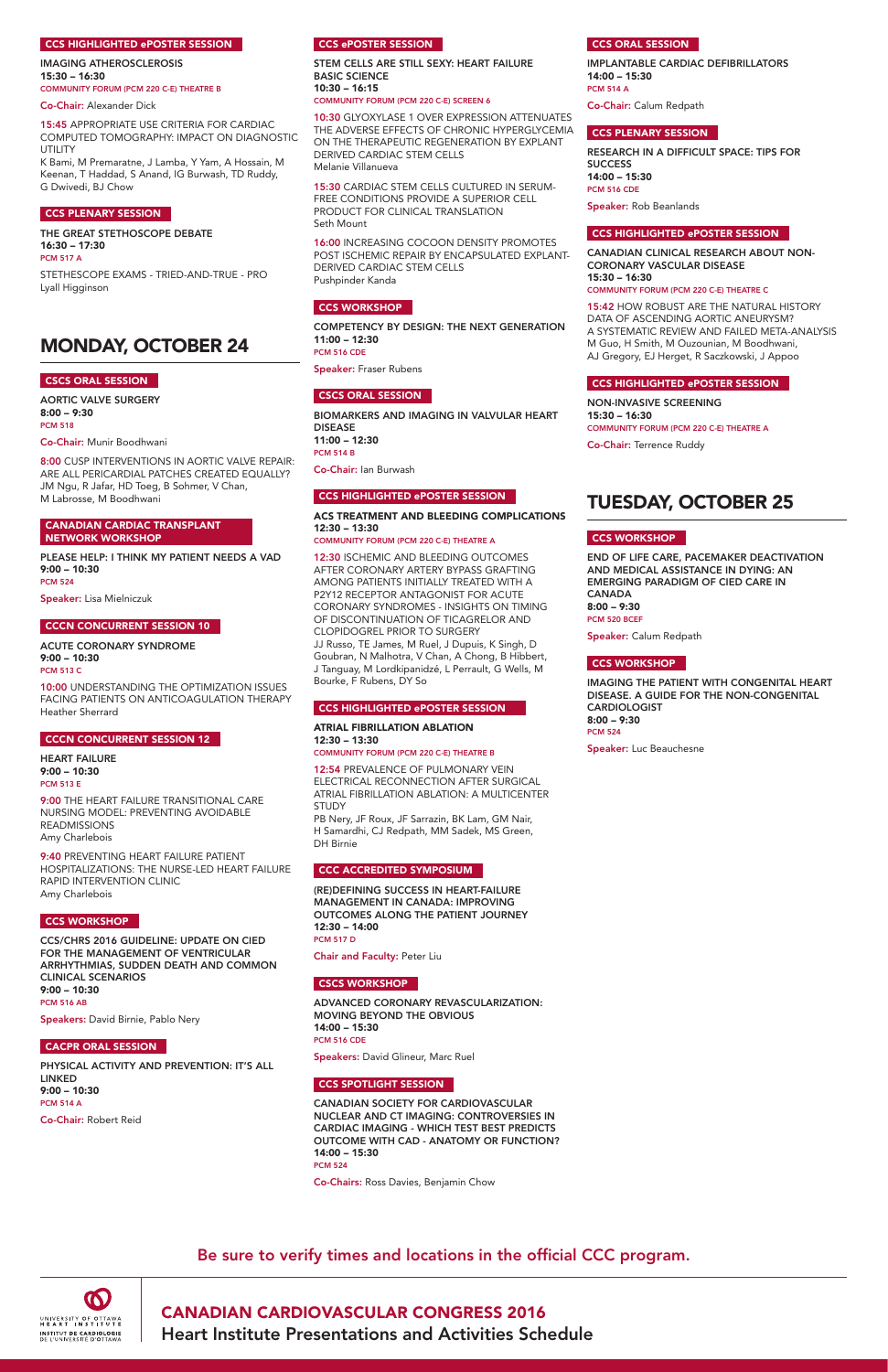**CCS HIGHLIGHTED ePOSTER SESSION**

**IMAGING ATHEROSCLEROSIS**
**15:30 – 16:30**
COMMUNITY FORUM (PCM 220 C-E) THEATRE B

**Co-Chair:** Alexander Dick

15:45 APPROPRIATE USE CRITERIA FOR CARDIAC COMPUTED TOMOGRAPHY: IMPACT ON DIAGNOSTIC UTILITY
K Bami, M Premaratne, J Lamba, Y Yam, A Hossain, M Keenan, T Haddad, S Anand, IG Burwash, TD Ruddy, G Dwivedi, BJ Chow

**CCS PLENARY SESSION**

**THE GREAT STETHOSCOPE DEBATE**
**16:30 – 17:30**
PCM 517 A

STETHESCOPE EXAMS - TRIED-AND-TRUE - PRO
Lyall Higginson

# MONDAY, OCTOBER 24

**CSCS ORAL SESSION**

**AORTIC VALVE SURGERY**
**8:00 – 9:30**
PCM 518

**Co-Chair:** Munir Boodhwani

8:00 CUSP INTERVENTIONS IN AORTIC VALVE REPAIR: ARE ALL PERICARDIAL PATCHES CREATED EQUALLY?
JM Ngu, R Jafar, HD Toeg, B Sohmer, V Chan, M Labrosse, M Boodhwani

**CANADIAN CARDIAC TRANSPLANT NETWORK WORKSHOP**

**PLEASE HELP: I THINK MY PATIENT NEEDS A VAD**
**9:00 – 10:30**
PCM 524

**Speaker:** Lisa Mielniczuk

**CCCN CONCURRENT SESSION 10**

**ACUTE CORONARY SYNDROME**
**9:00 – 10:30**
PCM 513 C

10:00 UNDERSTANDING THE OPTIMIZATION ISSUES FACING PATIENTS ON ANTICOAGULATION THERAPY
Heather Sherrard

**CCCN CONCURRENT SESSION 12**

**HEART FAILURE**
**9:00 – 10:30**
PCM 513 E

9:00 THE HEART FAILURE TRANSITIONAL CARE NURSING MODEL: PREVENTING AVOIDABLE READMISSIONS
Amy Charlebois

9:40 PREVENTING HEART FAILURE PATIENT HOSPITALIZATIONS: THE NURSE-LED HEART FAILURE RAPID INTERVENTION CLINIC
Amy Charlebois

**CCS WORKSHOP**

**CCS/CHRS 2016 GUIDELINE: UPDATE ON CIED FOR THE MANAGEMENT OF VENTRICULAR ARRHYTHMIAS, SUDDEN DEATH AND COMMON CLINICAL SCENARIOS**
**9:00 – 10:30**
PCM 516 AB

**Speakers:** David Birnie, Pablo Nery

**CACPR ORAL SESSION**

**PHYSICAL ACTIVITY AND PREVENTION: IT'S ALL LINKED**
**9:00 – 10:30**
PCM 514 A

**Co-Chair:** Robert Reid

**CCS ePOSTER SESSION**

**STEM CELLS ARE STILL SEXY: HEART FAILURE BASIC SCIENCE**
**10:30 – 16:15**
COMMUNITY FORUM (PCM 220 C-E) SCREEN 6

10:30 GLYOXYLASE 1 OVER EXPRESSION ATTENUATES THE ADVERSE EFFECTS OF CHRONIC HYPERGLYCEMIA ON THE THERAPEUTIC REGENERATION BY EXPLANT DERIVED CARDIAC STEM CELLS
Melanie Villanueva

15:30 CARDIAC STEM CELLS CULTURED IN SERUM-FREE CONDITIONS PROVIDE A SUPERIOR CELL PRODUCT FOR CLINICAL TRANSLATION
Seth Mount

16:00 INCREASING COCOON DENSITY PROMOTES POST ISCHEMIC REPAIR BY ENCAPSULATED EXPLANT-DERIVED CARDIAC STEM CELLS
Pushpinder Kanda

**CCS WORKSHOP**

**COMPETENCY BY DESIGN: THE NEXT GENERATION**
**11:00 – 12:30**
PCM 516 CDE

**Speaker:** Fraser Rubens

**CSCS ORAL SESSION**

**BIOMARKERS AND IMAGING IN VALVULAR HEART DISEASE**
**11:00 – 12:30**
PCM 514 B

**Co-Chair:** Ian Burwash

**CCS HIGHLIGHTED ePOSTER SESSION**

**ACS TREATMENT AND BLEEDING COMPLICATIONS**
**12:30 – 13:30**
COMMUNITY FORUM (PCM 220 C-E) THEATRE A

12:30 ISCHEMIC AND BLEEDING OUTCOMES AFTER CORONARY ARTERY BYPASS GRAFTING AMONG PATIENTS INITIALLY TREATED WITH A P2Y12 RECEPTOR ANTAGONIST FOR ACUTE CORONARY SYNDROMES - INSIGHTS ON TIMING OF DISCONTINUATION OF TICAGRELOR AND CLOPIDOGREL PRIOR TO SURGERY
JJ Russo, TE James, M Ruel, J Dupuis, K Singh, D Goubran, N Malhotra, V Chan, A Chong, B Hibbert, J Tanguay, M Lordkipanidzé, L Perrault, G Wells, M Bourke, F Rubens, DY So

**CCS HIGHLIGHTED ePOSTER SESSION**

**ATRIAL FIBRILLATION ABLATION**
**12:30 – 13:30**
COMMUNITY FORUM (PCM 220 C-E) THEATRE B

12:54 PREVALENCE OF PULMONARY VEIN ELECTRICAL RECONNECTION AFTER SURGICAL ATRIAL FIBRILLATION ABLATION: A MULTICENTER STUDY
PB Nery, JF Roux, JF Sarrazin, BK Lam, GM Nair, H Samardhi, CJ Redpath, MM Sadek, MS Green, DH Birnie

**CCC ACCREDITED SYMPOSIUM**

**(RE)DEFINING SUCCESS IN HEART-FAILURE MANAGEMENT IN CANADA: IMPROVING OUTCOMES ALONG THE PATIENT JOURNEY**
**12:30 – 14:00**
PCM 517 D

**Chair and Faculty:** Peter Liu

**CSCS WORKSHOP**

**ADVANCED CORONARY REVASCULARIZATION: MOVING BEYOND THE OBVIOUS**
**14:00 – 15:30**
PCM 516 CDE

**Speakers:** David Glineur, Marc Ruel

**CCS SPOTLIGHT SESSION**

**CANADIAN SOCIETY FOR CARDIOVASCULAR NUCLEAR AND CT IMAGING: CONTROVERSIES IN CARDIAC IMAGING - WHICH TEST BEST PREDICTS OUTCOME WITH CAD - ANATOMY OR FUNCTION?**
**14:00 – 15:30**
PCM 524

**Co-Chairs:** Ross Davies, Benjamin Chow

**CCS ORAL SESSION**

**IMPLANTABLE CARDIAC DEFIBRILLATORS**
**14:00 – 15:30**
PCM 514 A

**Co-Chair:** Calum Redpath

**CCS PLENARY SESSION**

**RESEARCH IN A DIFFICULT SPACE: TIPS FOR SUCCESS**
**14:00 – 15:30**
PCM 516 CDE

**Speaker:** Rob Beanlands

**CCS HIGHLIGHTED ePOSTER SESSION**

**CANADIAN CLINICAL RESEARCH ABOUT NON-CORONARY VASCULAR DISEASE**
**15:30 – 16:30**
COMMUNITY FORUM (PCM 220 C-E) THEATRE C

15:42 HOW ROBUST ARE THE NATURAL HISTORY DATA OF ASCENDING AORTIC ANEURYSM? A SYSTEMATIC REVIEW AND FAILED META-ANALYSIS
M Guo, H Smith, M Ouzounian, M Boodhwani, AJ Gregory, EJ Herget, R Saczkowski, J Appoo

**CCS HIGHLIGHTED ePOSTER SESSION**

**NON-INVASIVE SCREENING**
**15:30 – 16:30**
COMMUNITY FORUM (PCM 220 C-E) THEATRE A

**Co-Chair:** Terrence Ruddy

# TUESDAY, OCTOBER 25

**CCS WORKSHOP**

**END OF LIFE CARE, PACEMAKER DEACTIVATION AND MEDICAL ASSISTANCE IN DYING: AN EMERGING PARADIGM OF CIED CARE IN CANADA**
**8:00 – 9:30**
PCM 520 BCEF

**Speaker:** Calum Redpath

**CCS WORKSHOP**

**IMAGING THE PATIENT WITH CONGENITAL HEART DISEASE. A GUIDE FOR THE NON-CONGENITAL CARDIOLOGIST**
**8:00 – 9:30**
PCM 524

**Speaker:** Luc Beauchesne

Be sure to verify times and locations in the official CCC program.

UNIVERSITY OF OTTAWA HEART INSTITUTE
INSTITUT DE CARDIOLOGIE DE L'UNIVERSITÉ D'OTTAWA

**CANADIAN CARDIOVASCULAR CONGRESS 2016**
**Heart Institute Presentations and Activities Schedule**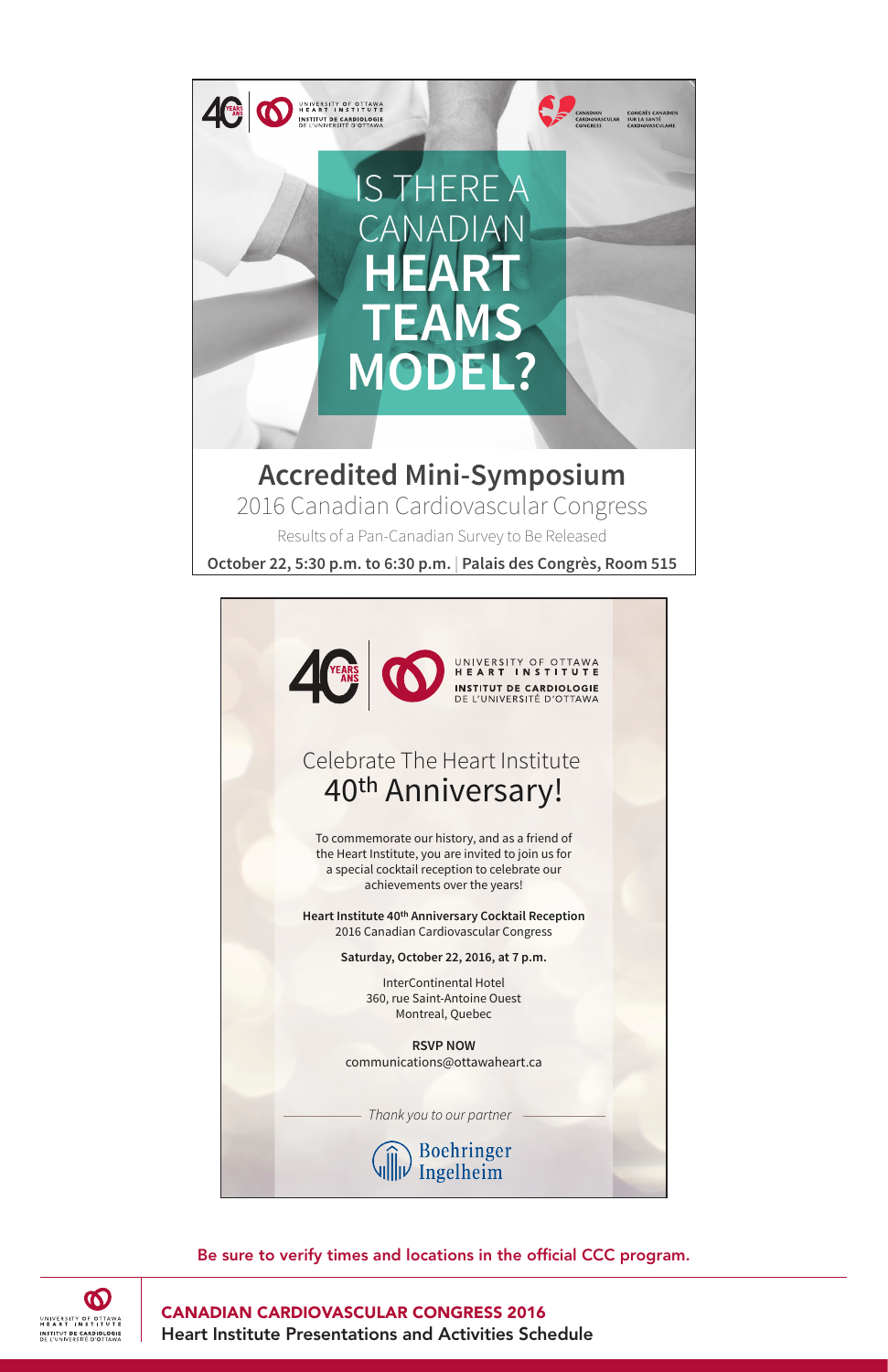40 YEARS ANS | UNIVERSITY OF OTTAWA HEART INSTITUTE | INSTITUT DE CARDIOLOGIE DE L'UNIVERSITÉ D'OTTAWA

CANADIAN CARDIOVASCULAR CONGRESS | CONGRÈS CANADIEN SUR LA SANTÉ CARDIOVASCULAIRE

# IS THERE A CANADIAN HEART TEAMS MODEL?

## Accredited Mini-Symposium

2016 Canadian Cardiovascular Congress

Results of a Pan-Canadian Survey to Be Released

**October 22, 5:30 p.m. to 6:30 p.m.** | **Palais des Congrès, Room 515**

---

40 YEARS ANS | UNIVERSITY OF OTTAWA HEART INSTITUTE | INSTITUT DE CARDIOLOGIE DE L'UNIVERSITÉ D'OTTAWA

## Celebrate The Heart Institute 40th Anniversary!

To commemorate our history, and as a friend of the Heart Institute, you are invited to join us for a special cocktail reception to celebrate our achievements over the years!

**Heart Institute 40th Anniversary Cocktail Reception**
2016 Canadian Cardiovascular Congress

**Saturday, October 22, 2016, at 7 p.m.**

InterContinental Hotel
360, rue Saint-Antoine Ouest
Montreal, Quebec

**RSVP NOW**
communications@ottawaheart.ca

*Thank you to our partner*

Boehringer Ingelheim

---

Be sure to verify times and locations in the official CCC program.

**CANADIAN CARDIOVASCULAR CONGRESS 2016**
Heart Institute Presentations and Activities Schedule